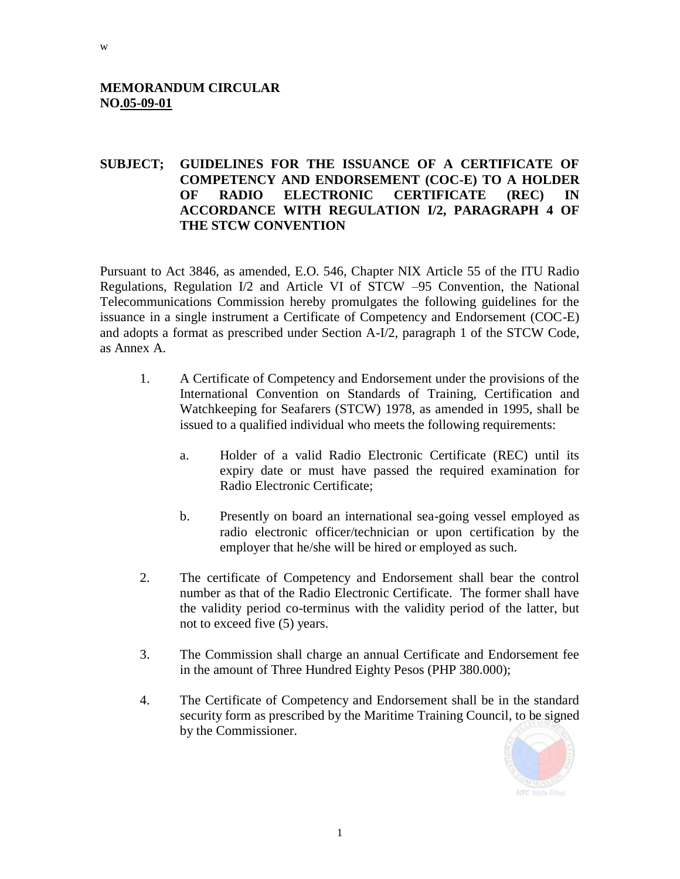w

**MEMORANDUM CIRCULAR**
**NO.05-09-01**

**SUBJECT; GUIDELINES FOR THE ISSUANCE OF A CERTIFICATE OF COMPETENCY AND ENDORSEMENT (COC-E) TO A HOLDER OF RADIO ELECTRONIC CERTIFICATE (REC) IN ACCORDANCE WITH REGULATION I/2, PARAGRAPH 4 OF THE STCW CONVENTION**

Pursuant to Act 3846, as amended, E.O. 546, Chapter NIX Article 55 of the ITU Radio Regulations, Regulation I/2 and Article VI of STCW –95 Convention, the National Telecommunications Commission hereby promulgates the following guidelines for the issuance in a single instrument a Certificate of Competency and Endorsement (COC-E) and adopts a format as prescribed under Section A-I/2, paragraph 1 of the STCW Code, as Annex A.

1. A Certificate of Competency and Endorsement under the provisions of the International Convention on Standards of Training, Certification and Watchkeeping for Seafarers (STCW) 1978, as amended in 1995, shall be issued to a qualified individual who meets the following requirements:

   a. Holder of a valid Radio Electronic Certificate (REC) until its expiry date or must have passed the required examination for Radio Electronic Certificate;

   b. Presently on board an international sea-going vessel employed as radio electronic officer/technician or upon certification by the employer that he/she will be hired or employed as such.

2. The certificate of Competency and Endorsement shall bear the control number as that of the Radio Electronic Certificate. The former shall have the validity period co-terminus with the validity period of the latter, but not to exceed five (5) years.

3. The Commission shall charge an annual Certificate and Endorsement fee in the amount of Three Hundred Eighty Pesos (PHP 380.000);

4. The Certificate of Competency and Endorsement shall be in the standard security form as prescribed by the Maritime Training Council, to be signed by the Commissioner.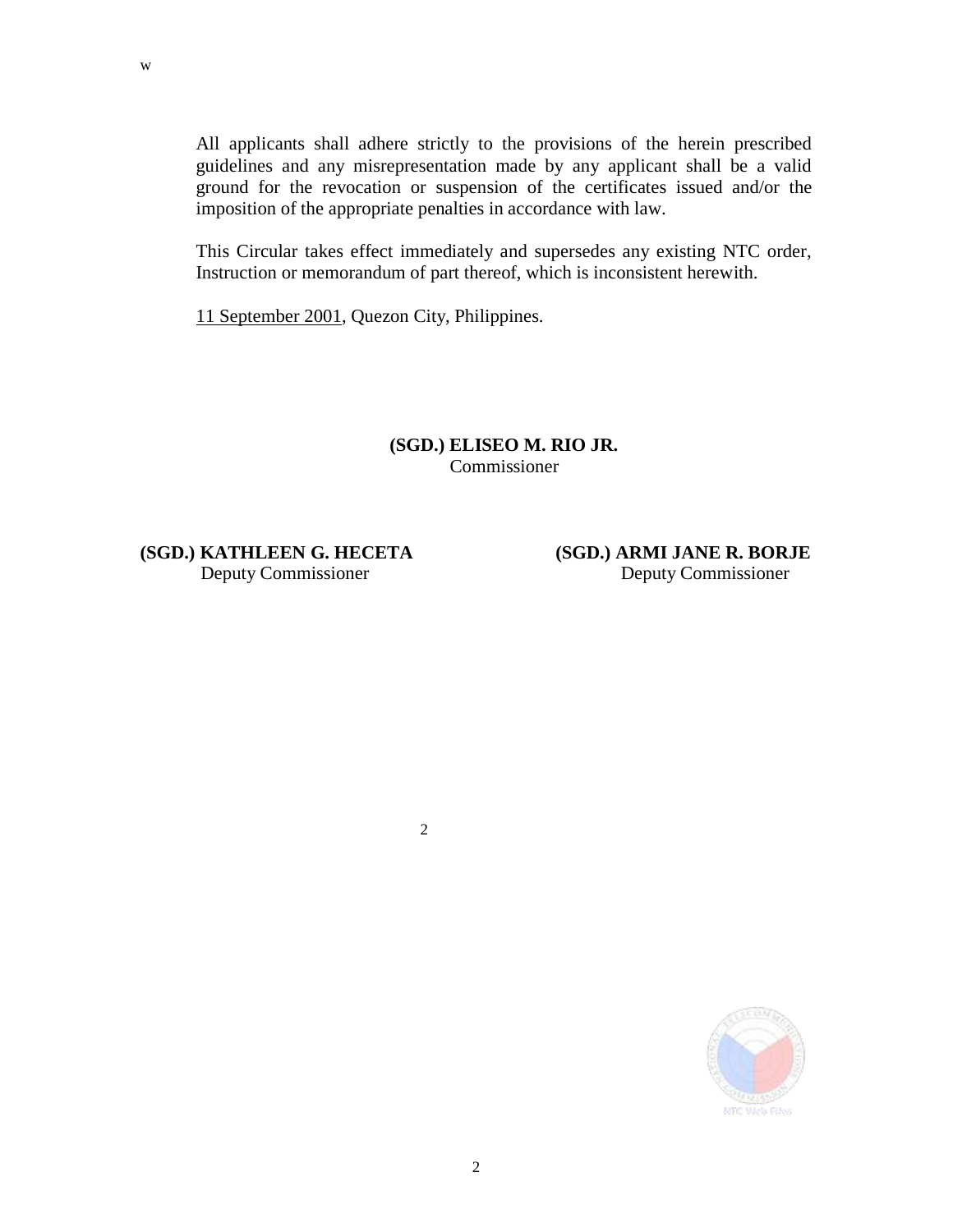All applicants shall adhere strictly to the provisions of the herein prescribed guidelines and any misrepresentation made by any applicant shall be a valid ground for the revocation or suspension of the certificates issued and/or the imposition of the appropriate penalties in accordance with law.

This Circular takes effect immediately and supersedes any existing NTC order, Instruction or memorandum of part thereof, which is inconsistent herewith.

11 September 2001, Quezon City, Philippines.

**(SGD.) ELISEO M. RIO JR.**
Commissioner

**(SGD.) KATHLEEN G. HECETA**
Deputy Commissioner

**(SGD.) ARMI JANE R. BORJE**
Deputy Commissioner